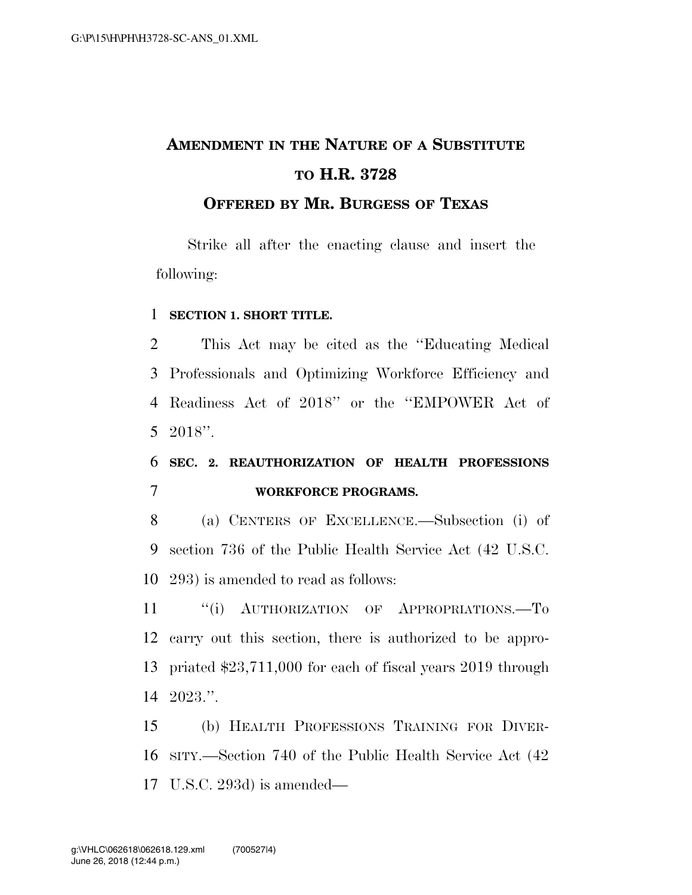# AMENDMENT IN THE NATURE OF A SUBSTITUTE TO H.R. 3728

## OFFERED BY MR. BURGESS OF TEXAS

Strike all after the enacting clause and insert the following:

1 **SECTION 1. SHORT TITLE.**

2 This Act may be cited as the "Educating Medical
3 Professionals and Optimizing Workforce Efficiency and
4 Readiness Act of 2018" or the "EMPOWER Act of
5 2018".

6 **SEC. 2. REAUTHORIZATION OF HEALTH PROFESSIONS**
7 **WORKFORCE PROGRAMS.**

8 (a) CENTERS OF EXCELLENCE.—Subsection (i) of
9 section 736 of the Public Health Service Act (42 U.S.C.
10 293) is amended to read as follows:

11 "(i) AUTHORIZATION OF APPROPRIATIONS.—To
12 carry out this section, there is authorized to be appro-
13 priated $23,711,000 for each of fiscal years 2019 through
14 2023.".

15 (b) HEALTH PROFESSIONS TRAINING FOR DIVER-
16 SITY.—Section 740 of the Public Health Service Act (42
17 U.S.C. 293d) is amended—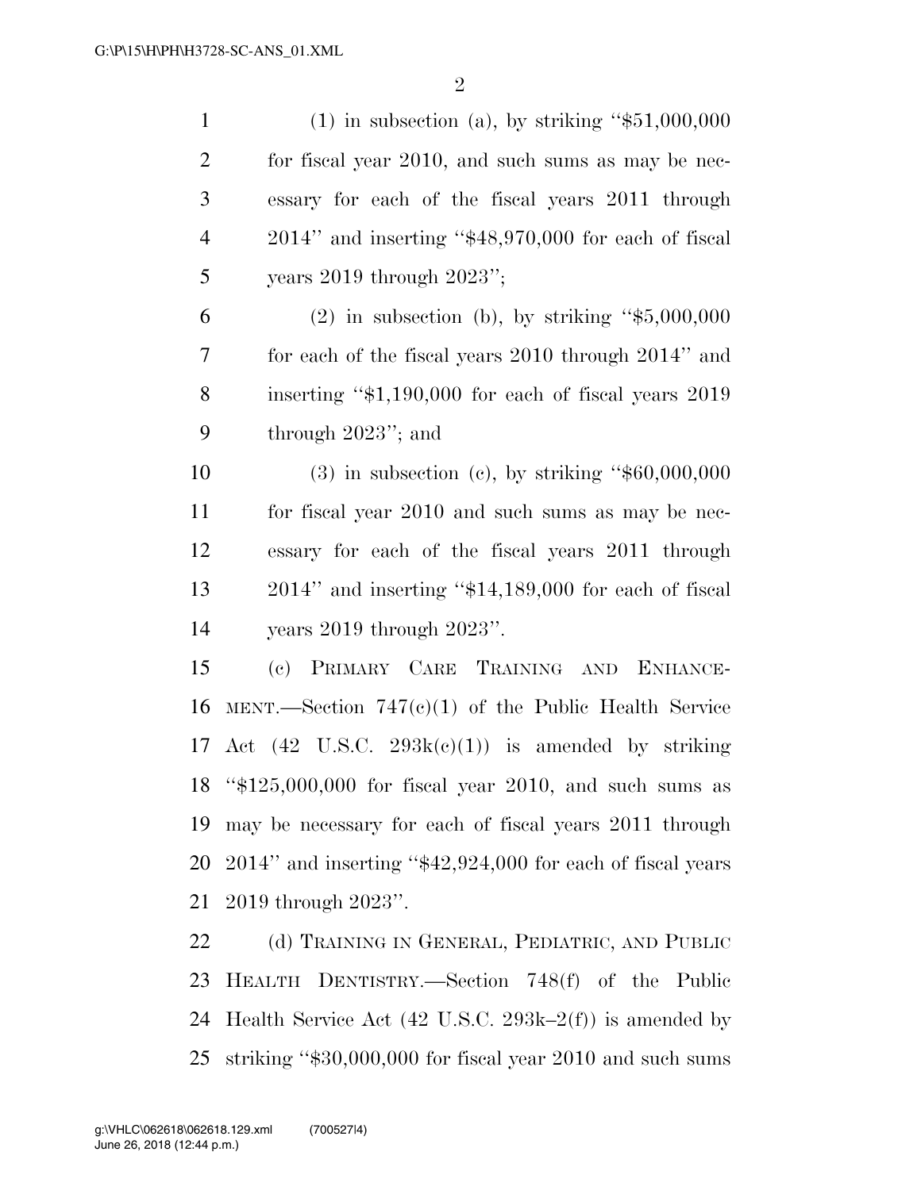(1) in subsection (a), by striking "$51,000,000 for fiscal year 2010, and such sums as may be necessary for each of the fiscal years 2011 through 2014" and inserting "$48,970,000 for each of fiscal years 2019 through 2023";

(2) in subsection (b), by striking "$5,000,000 for each of the fiscal years 2010 through 2014" and inserting "$1,190,000 for each of fiscal years 2019 through 2023"; and

(3) in subsection (c), by striking "$60,000,000 for fiscal year 2010 and such sums as may be necessary for each of the fiscal years 2011 through 2014" and inserting "$14,189,000 for each of fiscal years 2019 through 2023".

(c) PRIMARY CARE TRAINING AND ENHANCEMENT.—Section 747(c)(1) of the Public Health Service Act (42 U.S.C. 293k(c)(1)) is amended by striking "$125,000,000 for fiscal year 2010, and such sums as may be necessary for each of fiscal years 2011 through 2014" and inserting "$42,924,000 for each of fiscal years 2019 through 2023".

(d) TRAINING IN GENERAL, PEDIATRIC, AND PUBLIC HEALTH DENTISTRY.—Section 748(f) of the Public Health Service Act (42 U.S.C. 293k–2(f)) is amended by striking "$30,000,000 for fiscal year 2010 and such sums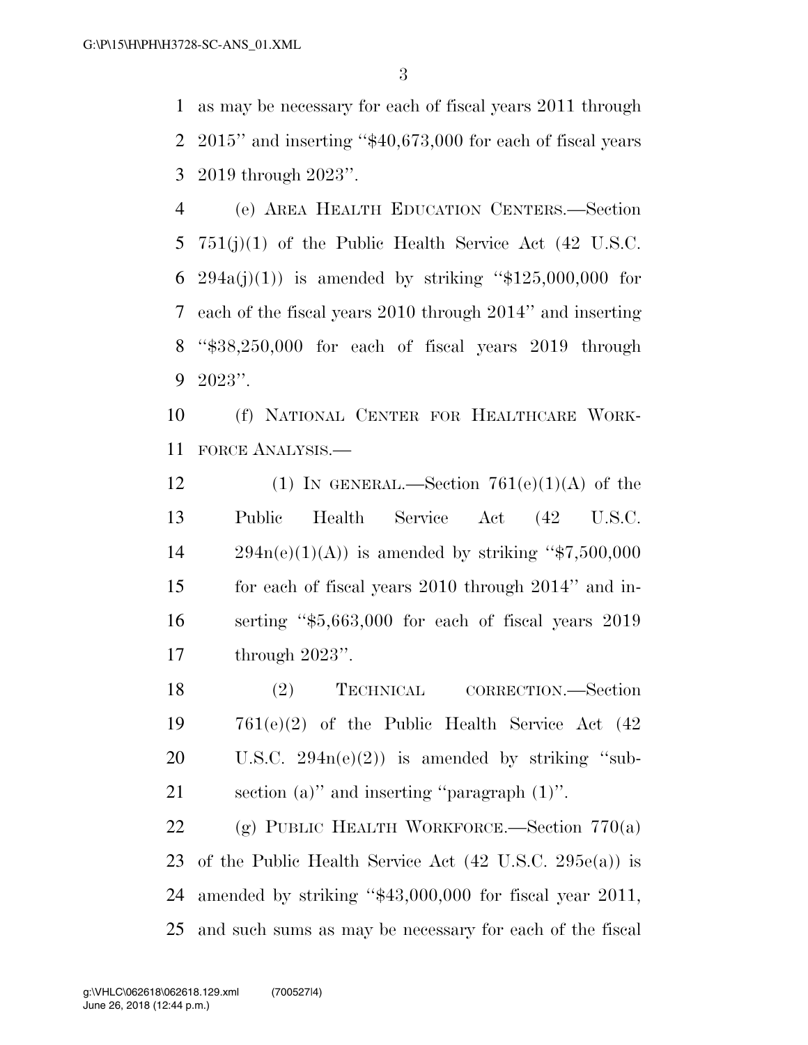as may be necessary for each of fiscal years 2011 through 2015'' and inserting ''$40,673,000 for each of fiscal years 2019 through 2023''.

(e) AREA HEALTH EDUCATION CENTERS.—Section 751(j)(1) of the Public Health Service Act (42 U.S.C. 294a(j)(1)) is amended by striking ''$125,000,000 for each of the fiscal years 2010 through 2014'' and inserting ''$38,250,000 for each of fiscal years 2019 through 2023''.

(f) NATIONAL CENTER FOR HEALTHCARE WORKFORCE ANALYSIS.—

(1) IN GENERAL.—Section 761(e)(1)(A) of the Public Health Service Act (42 U.S.C. 294n(e)(1)(A)) is amended by striking ''$7,500,000 for each of fiscal years 2010 through 2014'' and inserting ''$5,663,000 for each of fiscal years 2019 through 2023''.

(2) TECHNICAL CORRECTION.—Section 761(e)(2) of the Public Health Service Act (42 U.S.C. 294n(e)(2)) is amended by striking ''subsection (a)'' and inserting ''paragraph (1)''.

(g) PUBLIC HEALTH WORKFORCE.—Section 770(a) of the Public Health Service Act (42 U.S.C. 295e(a)) is amended by striking ''$43,000,000 for fiscal year 2011, and such sums as may be necessary for each of the fiscal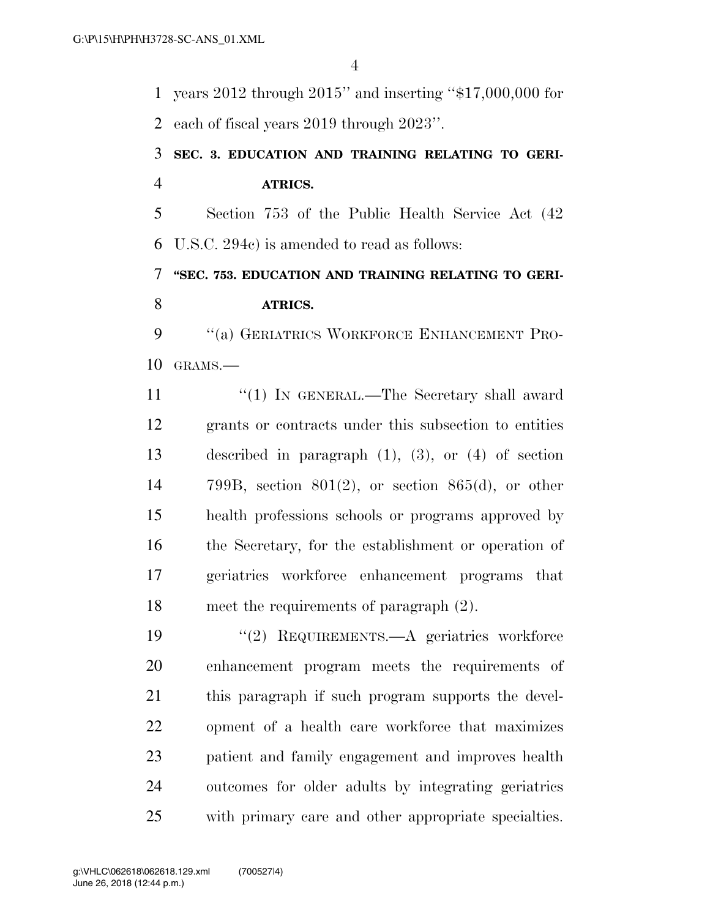years 2012 through 2015'' and inserting ''$17,000,000 for each of fiscal years 2019 through 2023''.

**SEC. 3. EDUCATION AND TRAINING RELATING TO GERIATRICS.**

Section 753 of the Public Health Service Act (42 U.S.C. 294c) is amended to read as follows:

**''SEC. 753. EDUCATION AND TRAINING RELATING TO GERIATRICS.**

''(a) GERIATRICS WORKFORCE ENHANCEMENT PROGRAMS.—

''(1) IN GENERAL.—The Secretary shall award grants or contracts under this subsection to entities described in paragraph (1), (3), or (4) of section 799B, section 801(2), or section 865(d), or other health professions schools or programs approved by the Secretary, for the establishment or operation of geriatrics workforce enhancement programs that meet the requirements of paragraph (2).

''(2) REQUIREMENTS.—A geriatrics workforce enhancement program meets the requirements of this paragraph if such program supports the development of a health care workforce that maximizes patient and family engagement and improves health outcomes for older adults by integrating geriatrics with primary care and other appropriate specialties.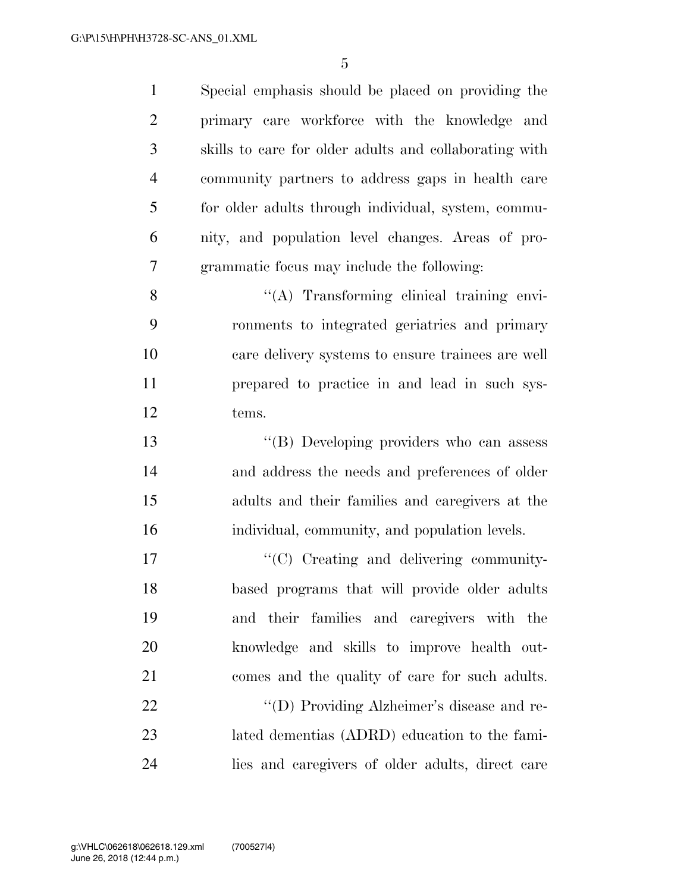Special emphasis should be placed on providing the primary care workforce with the knowledge and skills to care for older adults and collaborating with community partners to address gaps in health care for older adults through individual, system, community, and population level changes. Areas of programmatic focus may include the following:

''(A) Transforming clinical training environments to integrated geriatrics and primary care delivery systems to ensure trainees are well prepared to practice in and lead in such systems.

''(B) Developing providers who can assess and address the needs and preferences of older adults and their families and caregivers at the individual, community, and population levels.

''(C) Creating and delivering community-based programs that will provide older adults and their families and caregivers with the knowledge and skills to improve health outcomes and the quality of care for such adults.

''(D) Providing Alzheimer's disease and related dementias (ADRD) education to the families and caregivers of older adults, direct care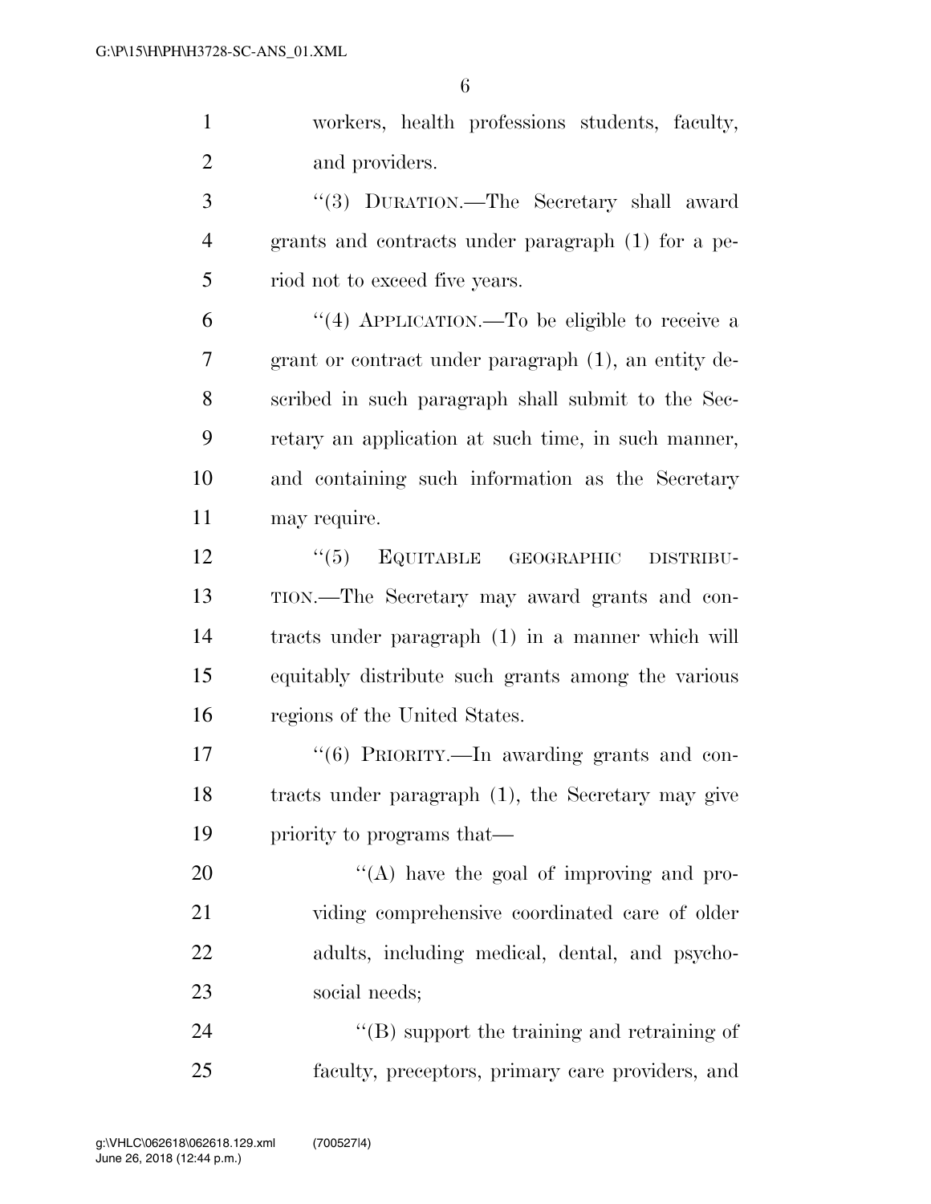workers, health professions students, faculty, and providers.

"(3) DURATION.—The Secretary shall award grants and contracts under paragraph (1) for a period not to exceed five years.

"(4) APPLICATION.—To be eligible to receive a grant or contract under paragraph (1), an entity described in such paragraph shall submit to the Secretary an application at such time, in such manner, and containing such information as the Secretary may require.

"(5) EQUITABLE GEOGRAPHIC DISTRIBUTION.—The Secretary may award grants and contracts under paragraph (1) in a manner which will equitably distribute such grants among the various regions of the United States.

"(6) PRIORITY.—In awarding grants and contracts under paragraph (1), the Secretary may give priority to programs that—

"(A) have the goal of improving and providing comprehensive coordinated care of older adults, including medical, dental, and psychosocial needs;

"(B) support the training and retraining of faculty, preceptors, primary care providers, and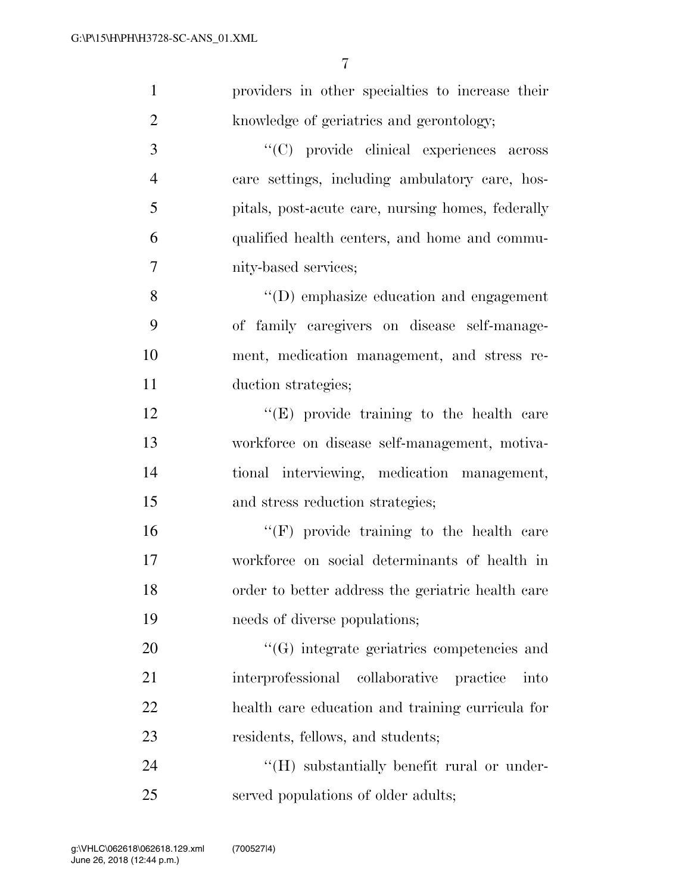providers in other specialties to increase their knowledge of geriatrics and gerontology;

''(C) provide clinical experiences across care settings, including ambulatory care, hospitals, post-acute care, nursing homes, federally qualified health centers, and home and community-based services;

''(D) emphasize education and engagement of family caregivers on disease self-management, medication management, and stress reduction strategies;

''(E) provide training to the health care workforce on disease self-management, motivational interviewing, medication management, and stress reduction strategies;

''(F) provide training to the health care workforce on social determinants of health in order to better address the geriatric health care needs of diverse populations;

''(G) integrate geriatrics competencies and interprofessional collaborative practice into health care education and training curricula for residents, fellows, and students;

''(H) substantially benefit rural or underserved populations of older adults;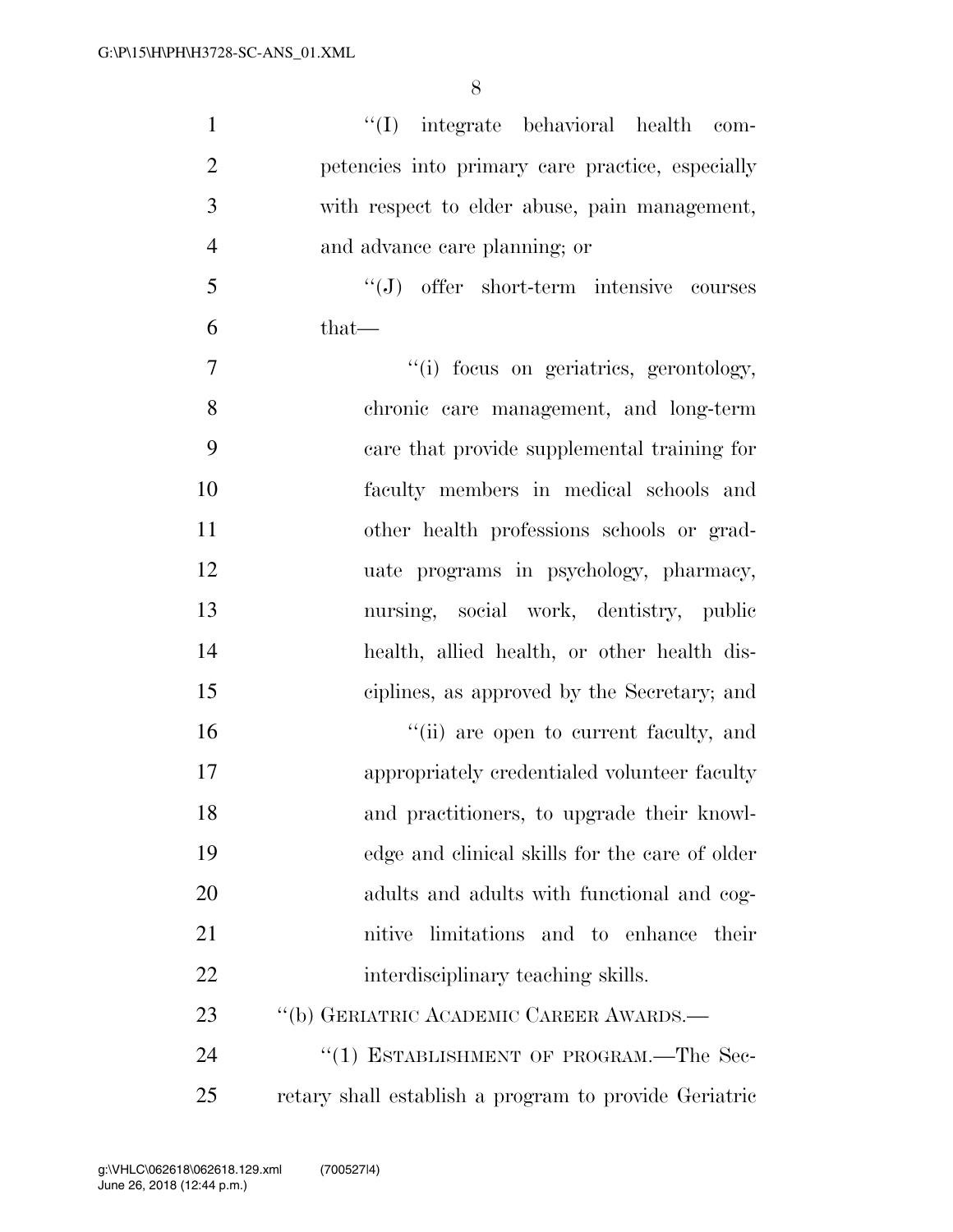"(I) integrate behavioral health competencies into primary care practice, especially with respect to elder abuse, pain management, and advance care planning; or

"(J) offer short-term intensive courses that—

"(i) focus on geriatrics, gerontology, chronic care management, and long-term care that provide supplemental training for faculty members in medical schools and other health professions schools or graduate programs in psychology, pharmacy, nursing, social work, dentistry, public health, allied health, or other health disciplines, as approved by the Secretary; and

"(ii) are open to current faculty, and appropriately credentialed volunteer faculty and practitioners, to upgrade their knowledge and clinical skills for the care of older adults and adults with functional and cognitive limitations and to enhance their interdisciplinary teaching skills.

"(b) GERIATRIC ACADEMIC CAREER AWARDS.—

"(1) ESTABLISHMENT OF PROGRAM.—The Secretary shall establish a program to provide Geriatric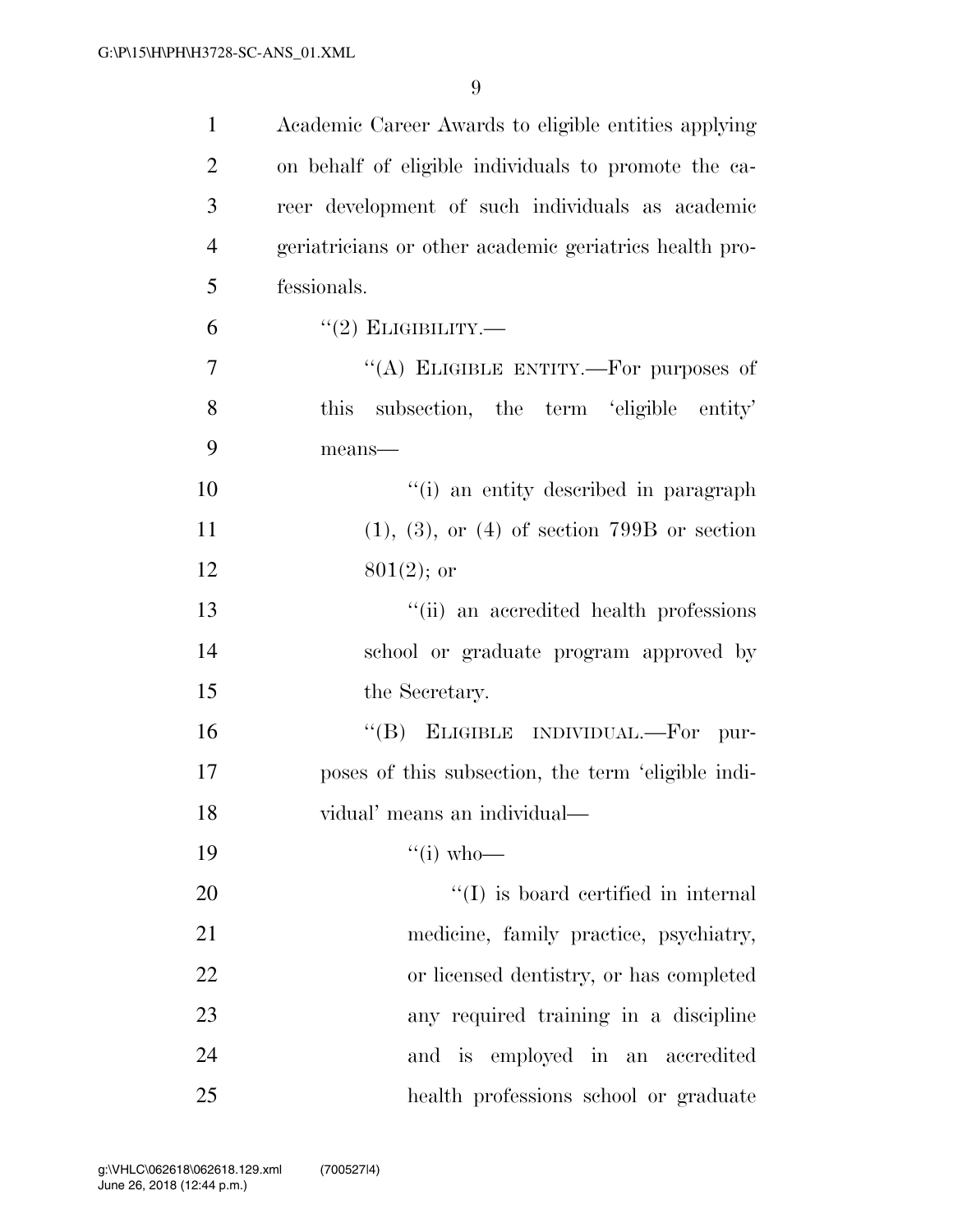Academic Career Awards to eligible entities applying on behalf of eligible individuals to promote the career development of such individuals as academic geriatricians or other academic geriatrics health professionals.

"(2) ELIGIBILITY.—

"(A) ELIGIBLE ENTITY.—For purposes of this subsection, the term 'eligible entity' means—

"(i) an entity described in paragraph (1), (3), or (4) of section 799B or section 801(2); or

"(ii) an accredited health professions school or graduate program approved by the Secretary.

"(B) ELIGIBLE INDIVIDUAL.—For purposes of this subsection, the term 'eligible individual' means an individual—

"(i) who—

"(I) is board certified in internal medicine, family practice, psychiatry, or licensed dentistry, or has completed any required training in a discipline and is employed in an accredited health professions school or graduate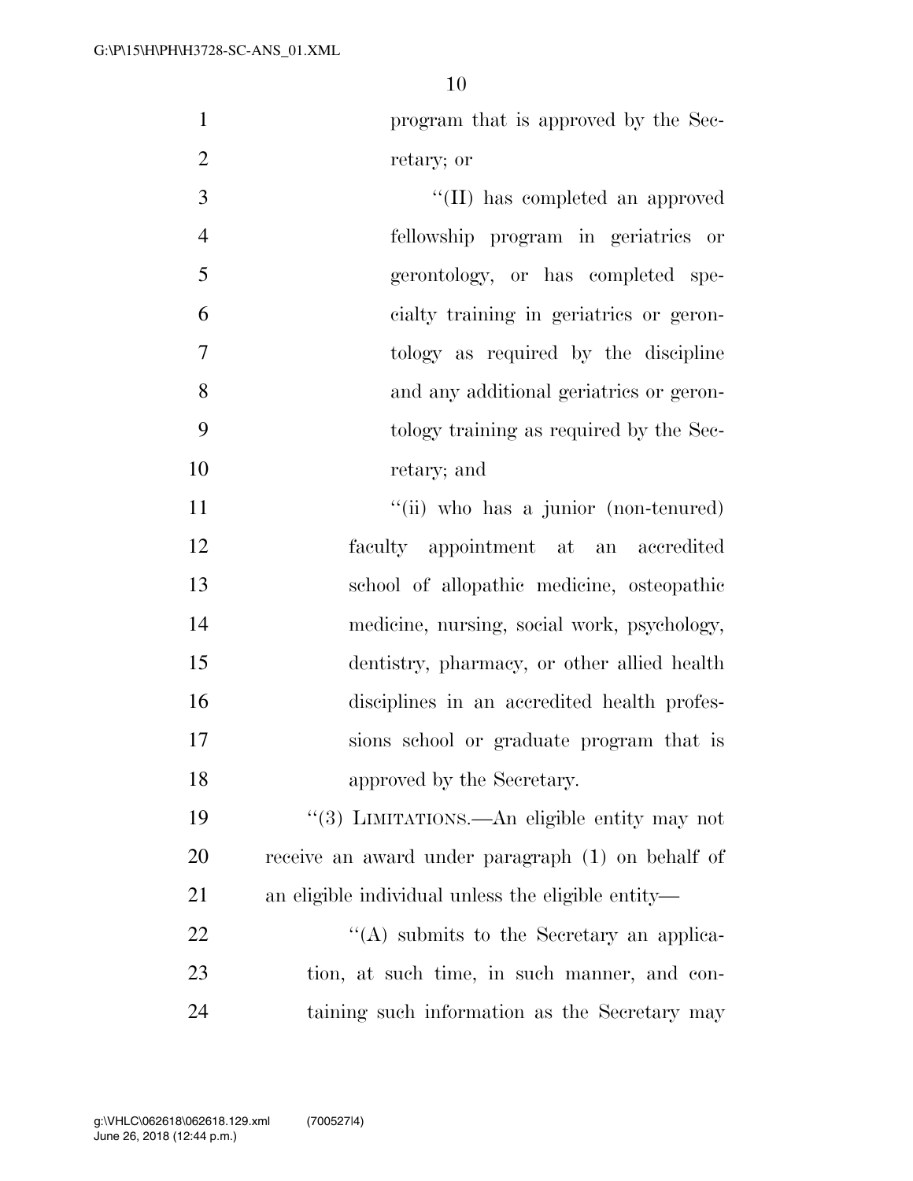program that is approved by the Secretary; or

''(II) has completed an approved fellowship program in geriatrics or gerontology, or has completed specialty training in geriatrics or gerontology as required by the discipline and any additional geriatrics or gerontology training as required by the Secretary; and

''(ii) who has a junior (non-tenured) faculty appointment at an accredited school of allopathic medicine, osteopathic medicine, nursing, social work, psychology, dentistry, pharmacy, or other allied health disciplines in an accredited health professions school or graduate program that is approved by the Secretary.

''(3) LIMITATIONS.—An eligible entity may not receive an award under paragraph (1) on behalf of an eligible individual unless the eligible entity—

''(A) submits to the Secretary an application, at such time, in such manner, and containing such information as the Secretary may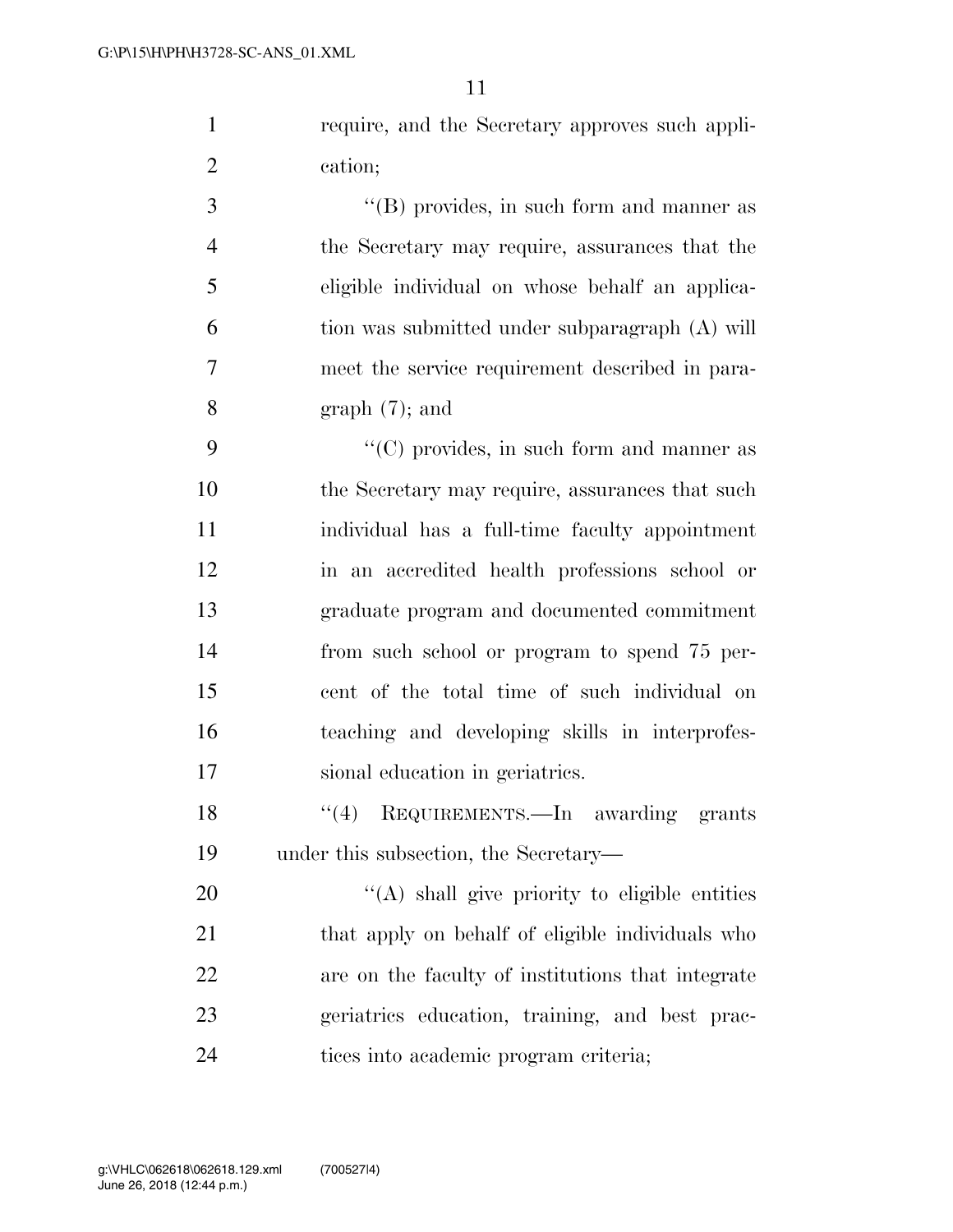require, and the Secretary approves such application;

"(B) provides, in such form and manner as the Secretary may require, assurances that the eligible individual on whose behalf an application was submitted under subparagraph (A) will meet the service requirement described in paragraph (7); and

"(C) provides, in such form and manner as the Secretary may require, assurances that such individual has a full-time faculty appointment in an accredited health professions school or graduate program and documented commitment from such school or program to spend 75 percent of the total time of such individual on teaching and developing skills in interprofessional education in geriatrics.

"(4) REQUIREMENTS.—In awarding grants under this subsection, the Secretary—

"(A) shall give priority to eligible entities that apply on behalf of eligible individuals who are on the faculty of institutions that integrate geriatrics education, training, and best practices into academic program criteria;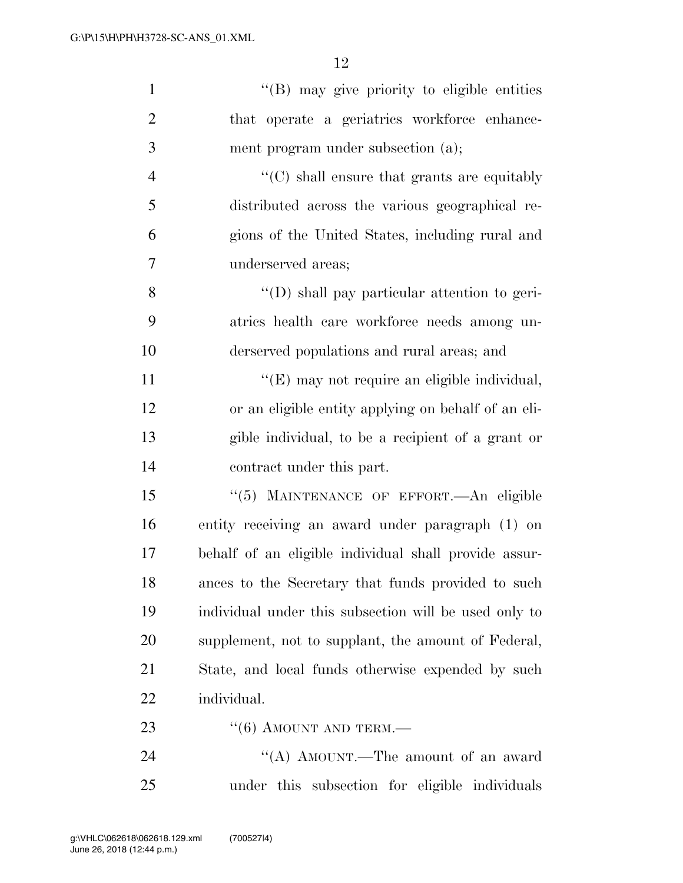"(B) may give priority to eligible entities that operate a geriatrics workforce enhancement program under subsection (a);

"(C) shall ensure that grants are equitably distributed across the various geographical regions of the United States, including rural and underserved areas;

"(D) shall pay particular attention to geriatrics health care workforce needs among underserved populations and rural areas; and

"(E) may not require an eligible individual, or an eligible entity applying on behalf of an eligible individual, to be a recipient of a grant or contract under this part.

"(5) MAINTENANCE OF EFFORT.—An eligible entity receiving an award under paragraph (1) on behalf of an eligible individual shall provide assurances to the Secretary that funds provided to such individual under this subsection will be used only to supplement, not to supplant, the amount of Federal, State, and local funds otherwise expended by such individual.

"(6) AMOUNT AND TERM.—

"(A) AMOUNT.—The amount of an award under this subsection for eligible individuals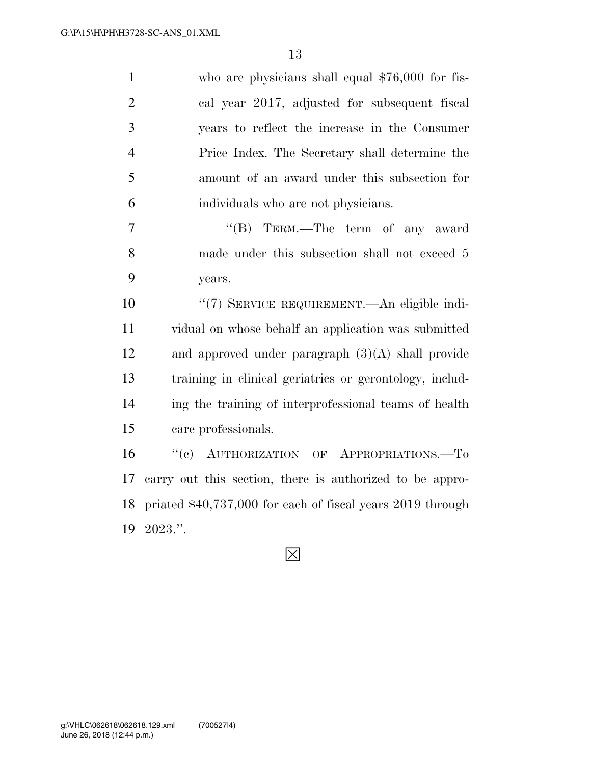who are physicians shall equal $76,000 for fiscal year 2017, adjusted for subsequent fiscal years to reflect the increase in the Consumer Price Index. The Secretary shall determine the amount of an award under this subsection for individuals who are not physicians.

"(B) TERM.—The term of any award made under this subsection shall not exceed 5 years.

"(7) SERVICE REQUIREMENT.—An eligible individual on whose behalf an application was submitted and approved under paragraph (3)(A) shall provide training in clinical geriatrics or gerontology, including the training of interprofessional teams of health care professionals.

"(c) AUTHORIZATION OF APPROPRIATIONS.—To carry out this section, there is authorized to be appropriated $40,737,000 for each of fiscal years 2019 through 2023.".